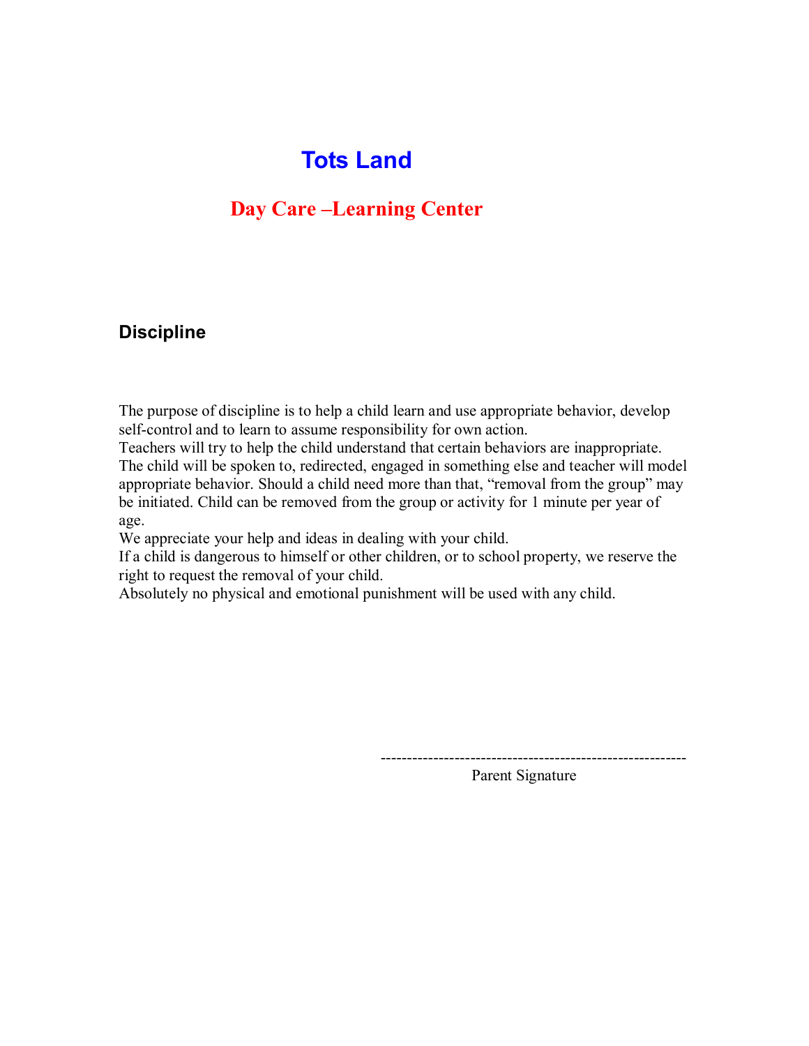# Tots Land

## Day Care –Learning Center

### Discipline

The purpose of discipline is to help a child learn and use appropriate behavior, develop self-control and to learn to assume responsibility for own action.
Teachers will try to help the child understand that certain behaviors are inappropriate. The child will be spoken to, redirected, engaged in something else and teacher will model appropriate behavior. Should a child need more than that, "removal from the group" may be initiated. Child can be removed from the group or activity for 1 minute per year of age.
We appreciate your help and ideas in dealing with your child.
If a child is dangerous to himself or other children, or to school property, we reserve the right to request the removal of your child.
Absolutely no physical and emotional punishment will be used with any child.

---------------------------------------------------------
Parent Signature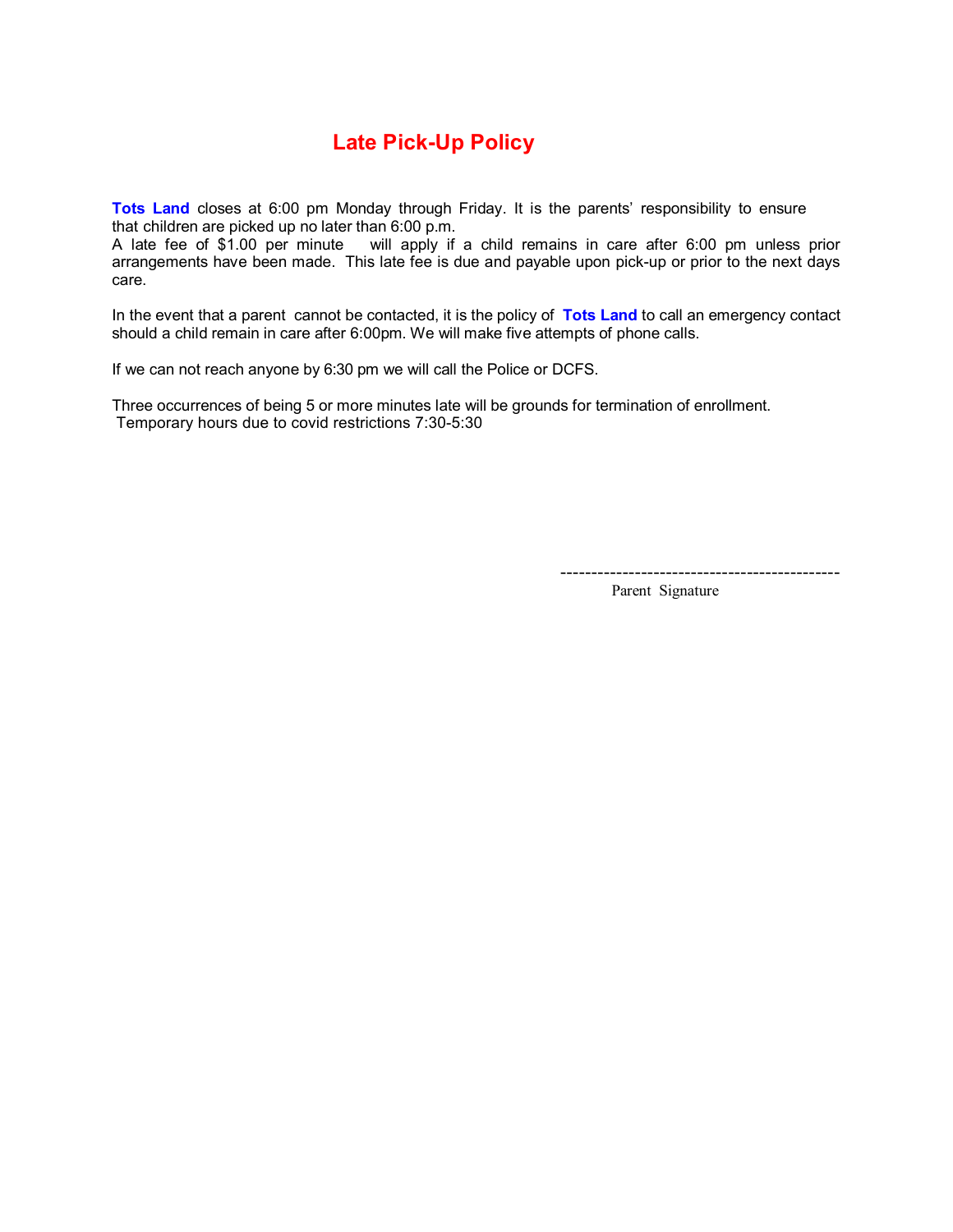# Late Pick-Up Policy

**Tots Land** closes at 6:00 pm Monday through Friday. It is the parents' responsibility to ensure that children are picked up no later than 6:00 p.m.
A late fee of $1.00 per minute will apply if a child remains in care after 6:00 pm unless prior arrangements have been made. This late fee is due and payable upon pick-up or prior to the next days care.

In the event that a parent cannot be contacted, it is the policy of **Tots Land** to call an emergency contact should a child remain in care after 6:00pm. We will make five attempts of phone calls.

If we can not reach anyone by 6:30 pm we will call the Police or DCFS.

Three occurrences of being 5 or more minutes late will be grounds for termination of enrollment.
Temporary hours due to covid restrictions 7:30-5:30

--------------------------------------------
Parent Signature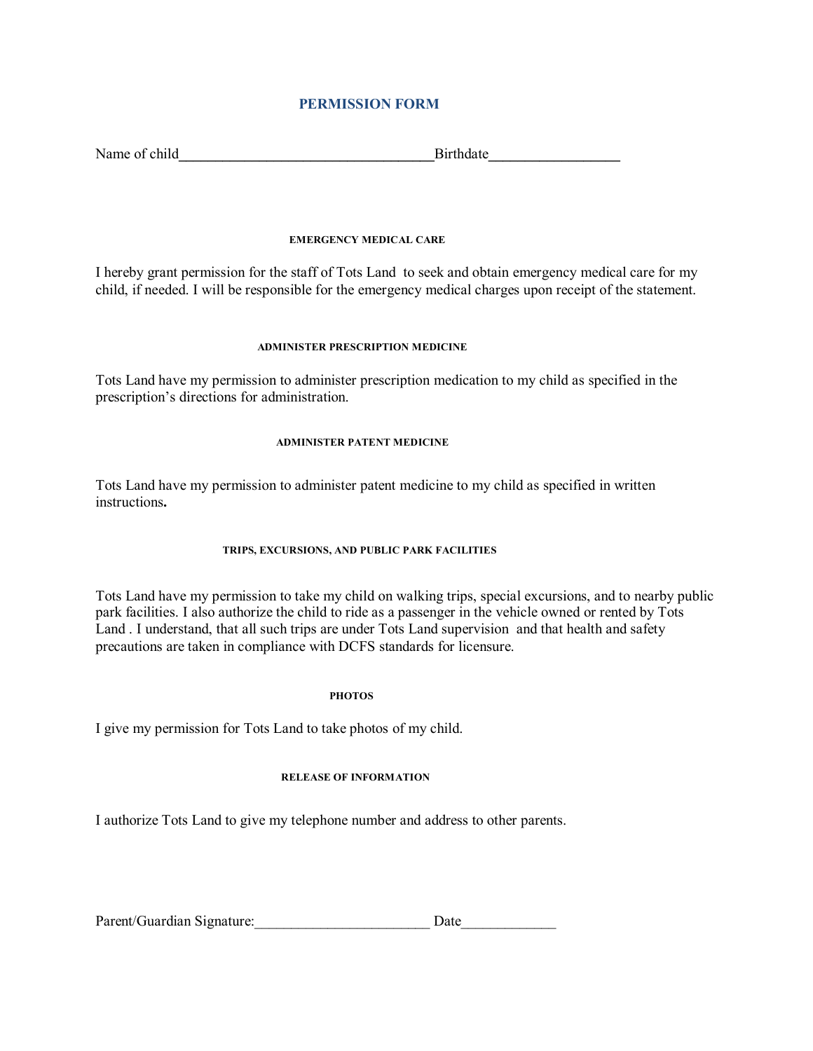# PERMISSION FORM

Name of child___________________________________Birthdate_________________

### EMERGENCY MEDICAL CARE

I hereby grant permission for the staff of Tots Land to seek and obtain emergency medical care for my child, if needed. I will be responsible for the emergency medical charges upon receipt of the statement.

### ADMINISTER PRESCRIPTION MEDICINE

Tots Land have my permission to administer prescription medication to my child as specified in the prescription's directions for administration.

### ADMINISTER PATENT MEDICINE

Tots Land have my permission to administer patent medicine to my child as specified in written instructions**.**

### TRIPS, EXCURSIONS, AND PUBLIC PARK FACILITIES

Tots Land have my permission to take my child on walking trips, special excursions, and to nearby public park facilities. I also authorize the child to ride as a passenger in the vehicle owned or rented by Tots Land . I understand, that all such trips are under Tots Land supervision and that health and safety precautions are taken in compliance with DCFS standards for licensure.

### PHOTOS

I give my permission for Tots Land to take photos of my child.

### RELEASE OF INFORMATION

I authorize Tots Land to give my telephone number and address to other parents.

Parent/Guardian Signature:________________________ Date_____________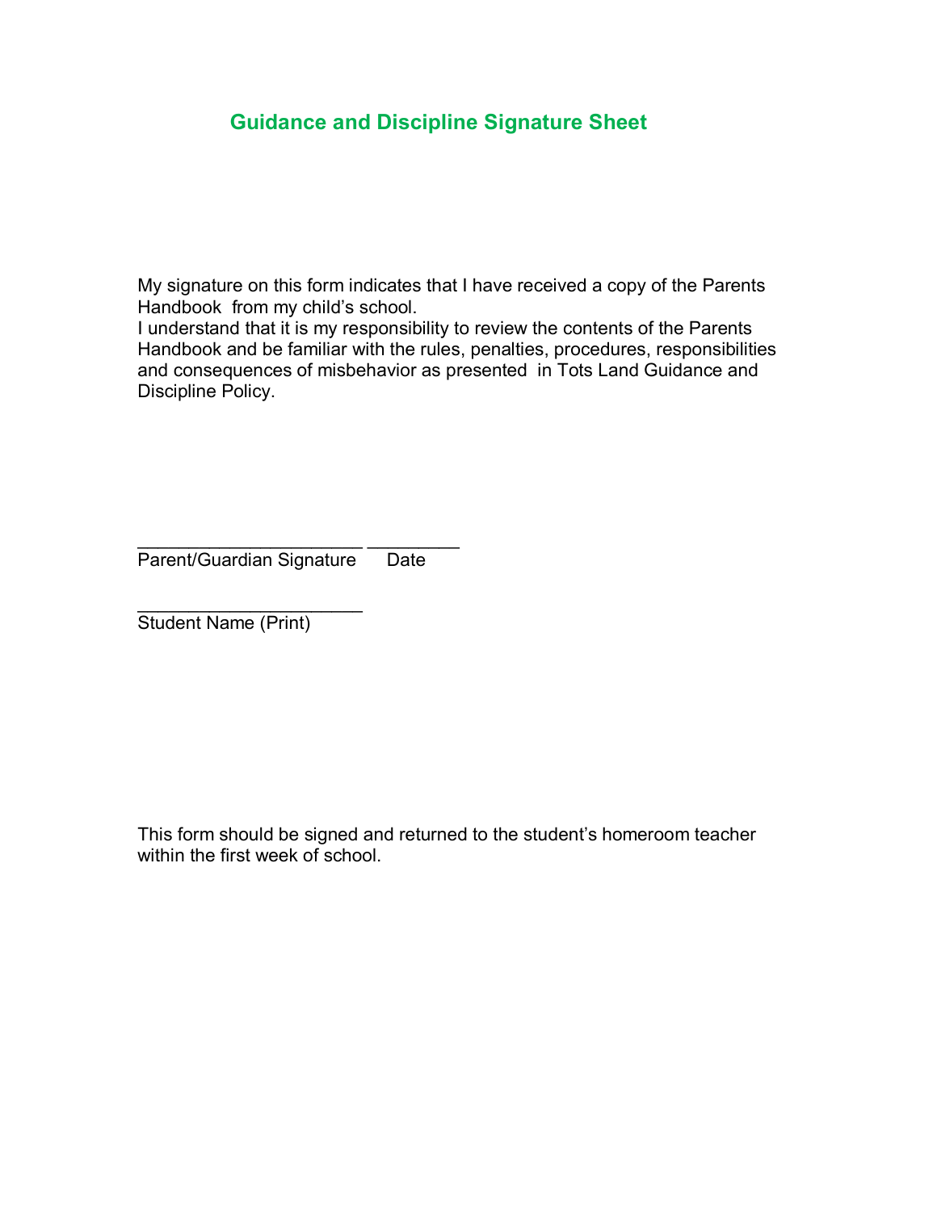## Guidance and Discipline Signature Sheet

My signature on this form indicates that I have received a copy of the Parents Handbook from my child's school.
I understand that it is my responsibility to review the contents of the Parents Handbook and be familiar with the rules, penalties, procedures, responsibilities and consequences of misbehavior as presented in Tots Land Guidance and Discipline Policy.

______________________ _________
Parent/Guardian Signature Date

______________________
Student Name (Print)

This form should be signed and returned to the student's homeroom teacher within the first week of school.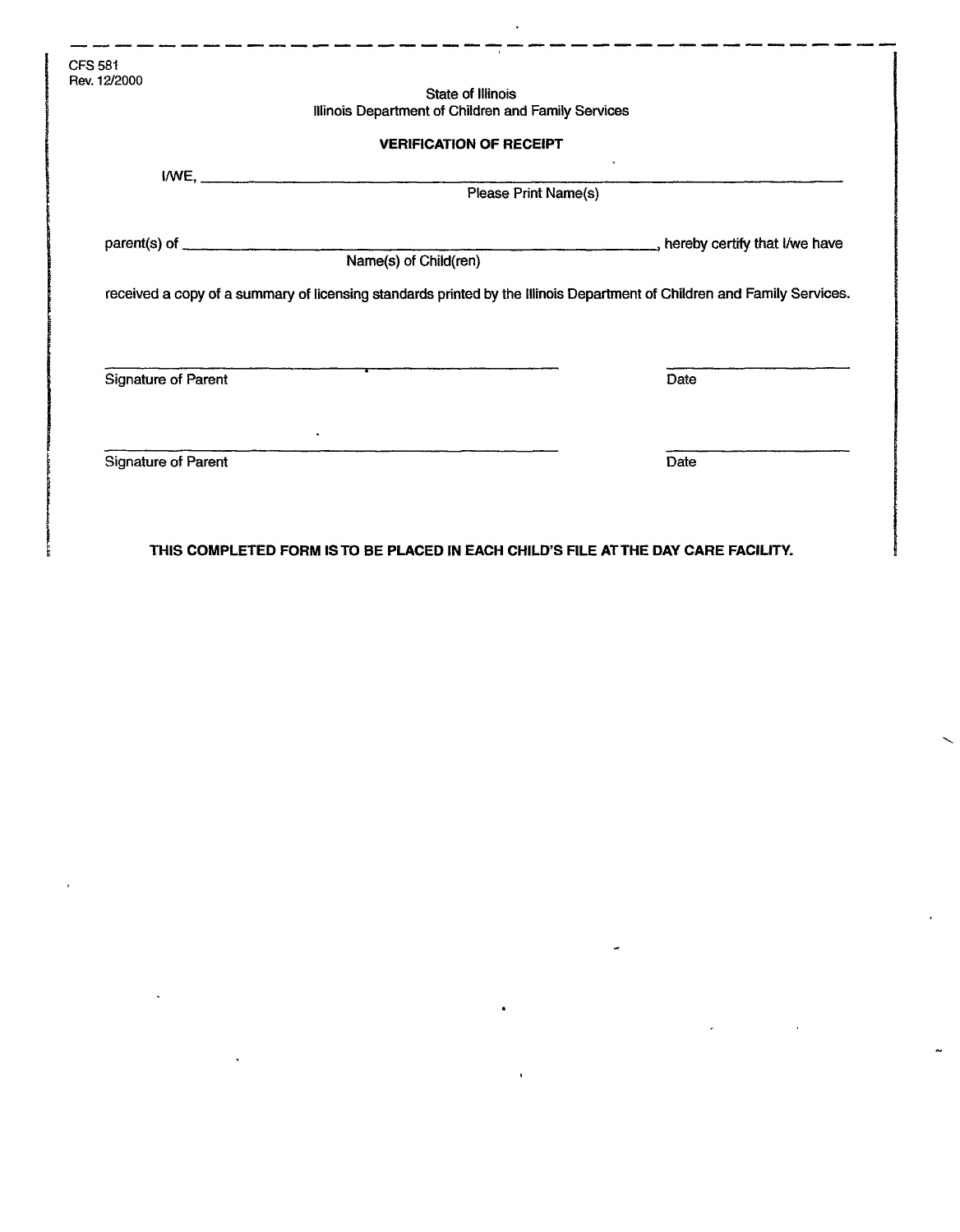CFS 581
Rev. 12/2000

State of Illinois
Illinois Department of Children and Family Services

## VERIFICATION OF RECEIPT

I/WE, ____________________________________________________________
Please Print Name(s)

parent(s) of ____________________________________________________, hereby certify that I/we have
Name(s) of Child(ren)

received a copy of a summary of licensing standards printed by the Illinois Department of Children and Family Services.

______________________________________ ____________________
Signature of Parent Date

______________________________________ ____________________
Signature of Parent Date

**THIS COMPLETED FORM IS TO BE PLACED IN EACH CHILD'S FILE AT THE DAY CARE FACILITY.**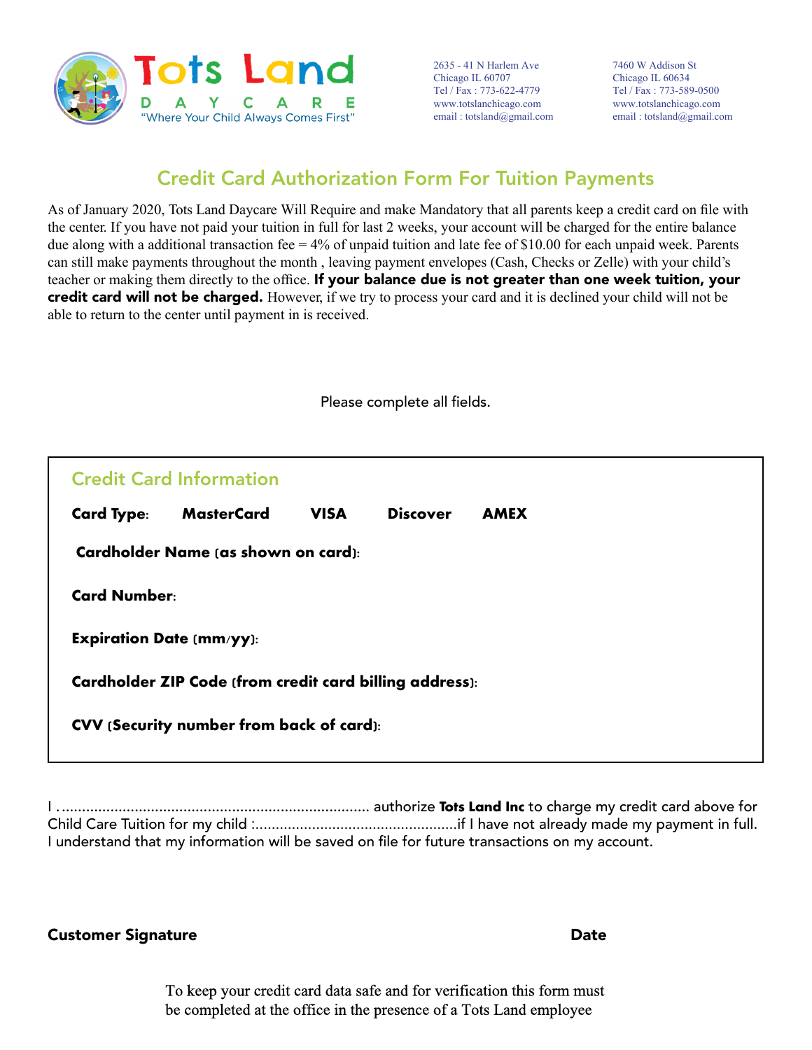Tots Land
DAYCARE
"Where Your Child Always Comes First"

2635 - 41 N Harlem Ave
Chicago IL 60707
Tel / Fax : 773-622-4779
www.totslanchicago.com
email : totsland@gmail.com

7460 W Addison St
Chicago IL 60634
Tel / Fax : 773-589-0500
www.totslanchicago.com
email : totsland@gmail.com

# Credit Card Authorization Form For Tuition Payments

As of January 2020, Tots Land Daycare Will Require and make Mandatory that all parents keep a credit card on file with the center. If you have not paid your tuition in full for last 2 weeks, your account will be charged for the entire balance due along with a additional transaction fee = 4% of unpaid tuition and late fee of $10.00 for each unpaid week. Parents can still make payments throughout the month , leaving payment envelopes (Cash, Checks or Zelle) with your child's teacher or making them directly to the office. **If your balance due is not greater than one week tuition, your credit card will not be charged.** However, if we try to process your card and it is declined your child will not be able to return to the center until payment in is received.

Please complete all fields.

## Credit Card Information

**Card Type:** **MasterCard** **VISA** **Discover** **AMEX**

**Cardholder Name (as shown on card):**

**Card Number:**

**Expiration Date (mm/yy):**

**Cardholder ZIP Code (from credit card billing address):**

**CVV (Security number from back of card):**

I ........................................................................... authorize **Tots Land Inc** to charge my credit card above for Child Care Tuition for my child :.................................................if I have not already made my payment in full. I understand that my information will be saved on file for future transactions on my account.

**Customer Signature** **Date**

To keep your credit card data safe and for verification this form must be completed at the office in the presence of a Tots Land employee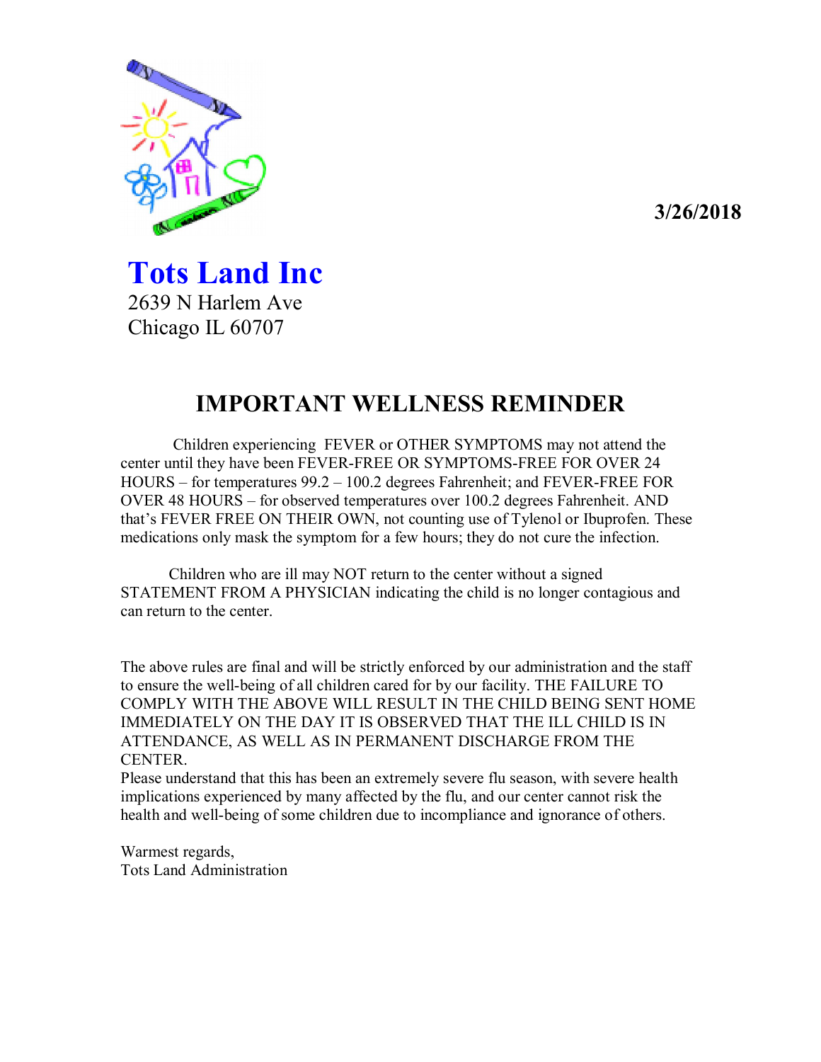3/26/2018

# Tots Land Inc

2639 N Harlem Ave
Chicago IL 60707

## IMPORTANT WELLNESS REMINDER

Children experiencing FEVER or OTHER SYMPTOMS may not attend the center until they have been FEVER-FREE OR SYMPTOMS-FREE FOR OVER 24 HOURS – for temperatures 99.2 – 100.2 degrees Fahrenheit; and FEVER-FREE FOR OVER 48 HOURS – for observed temperatures over 100.2 degrees Fahrenheit. AND that's FEVER FREE ON THEIR OWN, not counting use of Tylenol or Ibuprofen. These medications only mask the symptom for a few hours; they do not cure the infection.

Children who are ill may NOT return to the center without a signed STATEMENT FROM A PHYSICIAN indicating the child is no longer contagious and can return to the center.

The above rules are final and will be strictly enforced by our administration and the staff to ensure the well-being of all children cared for by our facility. THE FAILURE TO COMPLY WITH THE ABOVE WILL RESULT IN THE CHILD BEING SENT HOME IMMEDIATELY ON THE DAY IT IS OBSERVED THAT THE ILL CHILD IS IN ATTENDANCE, AS WELL AS IN PERMANENT DISCHARGE FROM THE CENTER.
Please understand that this has been an extremely severe flu season, with severe health implications experienced by many affected by the flu, and our center cannot risk the health and well-being of some children due to incompliance and ignorance of others.

Warmest regards,
Tots Land Administration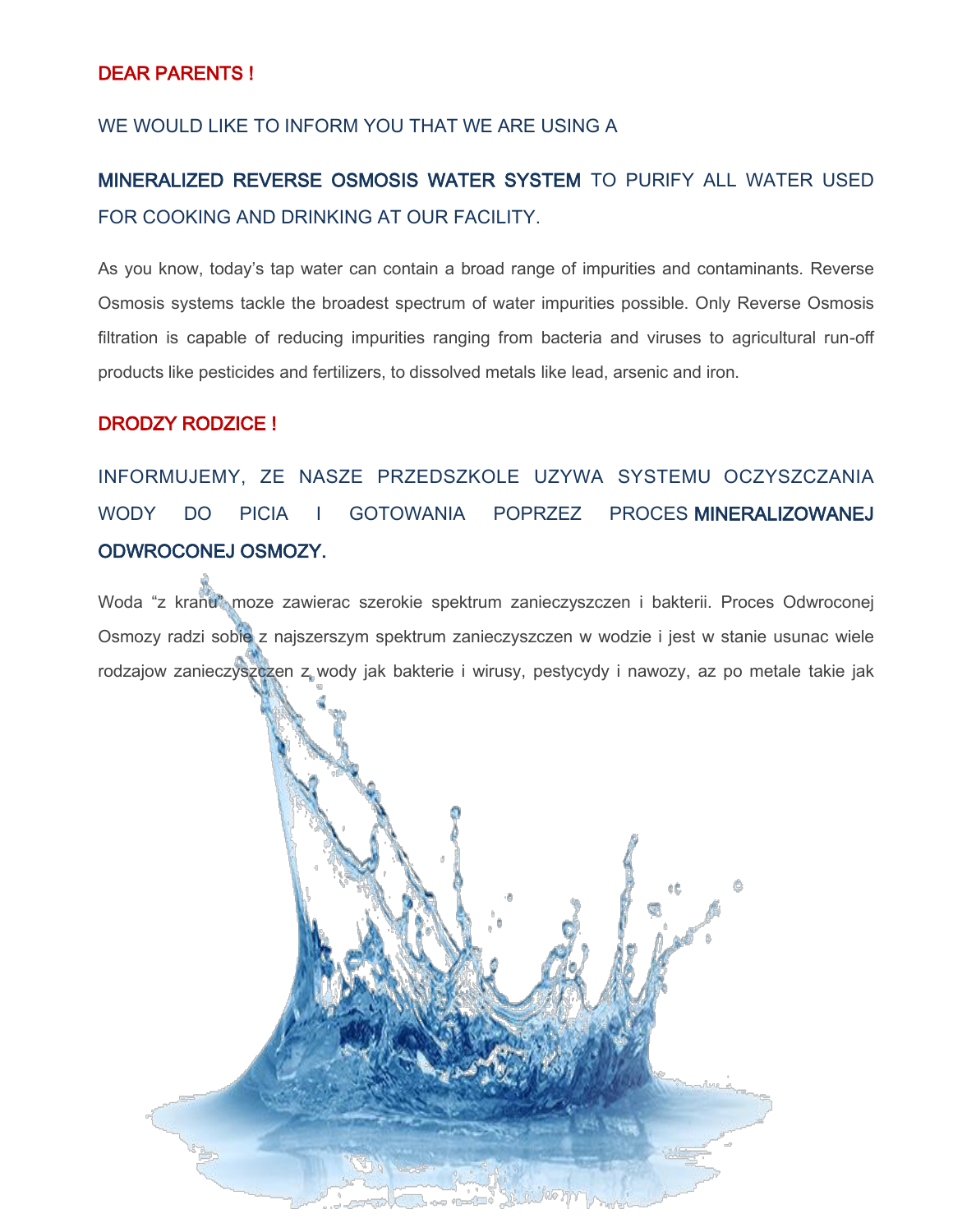DEAR PARENTS !

WE WOULD LIKE TO INFORM YOU THAT WE ARE USING A

**MINERALIZED REVERSE OSMOSIS WATER SYSTEM** TO PURIFY ALL WATER USED FOR COOKING AND DRINKING AT OUR FACILITY.

As you know, today's tap water can contain a broad range of impurities and contaminants. Reverse Osmosis systems tackle the broadest spectrum of water impurities possible. Only Reverse Osmosis filtration is capable of reducing impurities ranging from bacteria and viruses to agricultural run-off products like pesticides and fertilizers, to dissolved metals like lead, arsenic and iron.

DRODZY RODZICE !

INFORMUJEMY, ZE NASZE PRZEDSZKOLE UZYWA SYSTEMU OCZYSZCZANIA WODY DO PICIA I GOTOWANIA POPRZEZ PROCES **MINERALIZOWANEJ ODWROCONEJ OSMOZY.**

Woda "z kranu" moze zawierac szerokie spektrum zanieczyszczen i bakterii. Proces Odwroconej Osmozy radzi sobie z najszerszym spektrum zanieczyszczen w wodzie i jest w stanie usunac wiele rodzajow zanieczyszczen z wody jak bakterie i wirusy, pestycydy i nawozy, az po metale takie jak